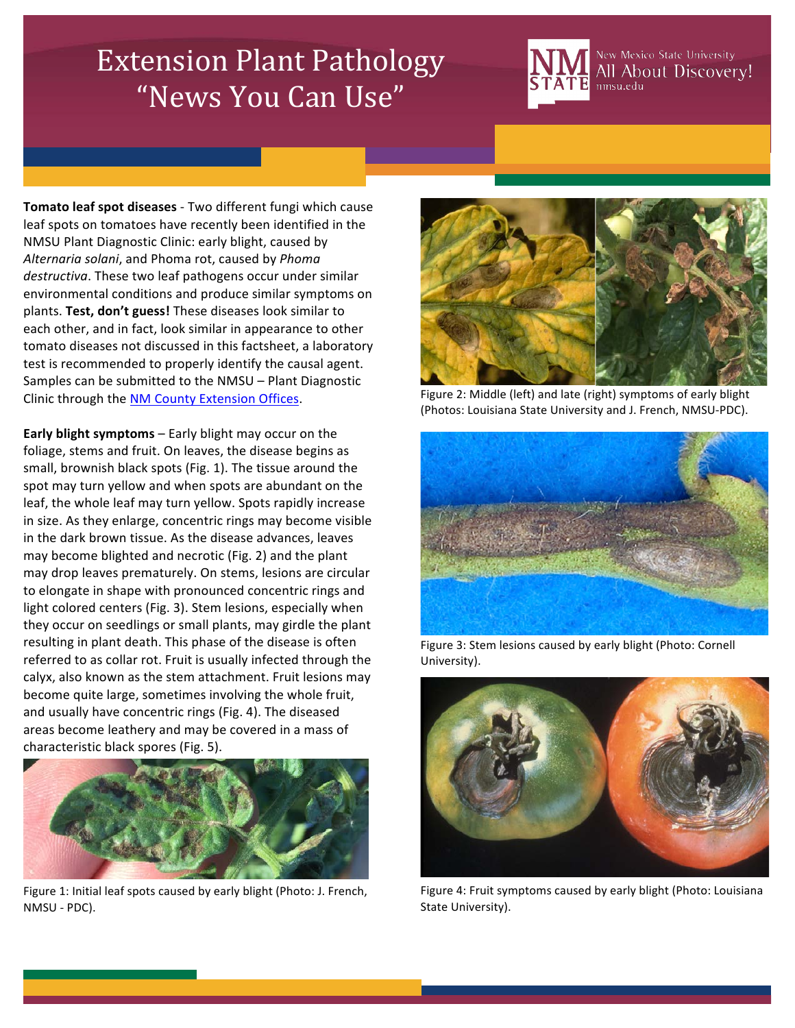# Extension Plant Pathology "News You Can Use"

New Mexico State University
All About Discovery!
nmsu.edu

**Tomato leaf spot diseases** - Two different fungi which cause leaf spots on tomatoes have recently been identified in the NMSU Plant Diagnostic Clinic: early blight, caused by *Alternaria solani*, and Phoma rot, caused by *Phoma destructiva*. These two leaf pathogens occur under similar environmental conditions and produce similar symptoms on plants. **Test, don't guess!** These diseases look similar to each other, and in fact, look similar in appearance to other tomato diseases not discussed in this factsheet, a laboratory test is recommended to properly identify the causal agent. Samples can be submitted to the NMSU – Plant Diagnostic Clinic through the [NM County Extension Offices](NM County Extension Offices).

**Early blight symptoms** – Early blight may occur on the foliage, stems and fruit. On leaves, the disease begins as small, brownish black spots (Fig. 1). The tissue around the spot may turn yellow and when spots are abundant on the leaf, the whole leaf may turn yellow. Spots rapidly increase in size. As they enlarge, concentric rings may become visible in the dark brown tissue. As the disease advances, leaves may become blighted and necrotic (Fig. 2) and the plant may drop leaves prematurely. On stems, lesions are circular to elongate in shape with pronounced concentric rings and light colored centers (Fig. 3). Stem lesions, especially when they occur on seedlings or small plants, may girdle the plant resulting in plant death. This phase of the disease is often referred to as collar rot. Fruit is usually infected through the calyx, also known as the stem attachment. Fruit lesions may become quite large, sometimes involving the whole fruit, and usually have concentric rings (Fig. 4). The diseased areas become leathery and may be covered in a mass of characteristic black spores (Fig. 5).

Figure 1: Initial leaf spots caused by early blight (Photo: J. French, NMSU - PDC).

Figure 2: Middle (left) and late (right) symptoms of early blight (Photos: Louisiana State University and J. French, NMSU-PDC).

Figure 3: Stem lesions caused by early blight (Photo: Cornell University).

Figure 4: Fruit symptoms caused by early blight (Photo: Louisiana State University).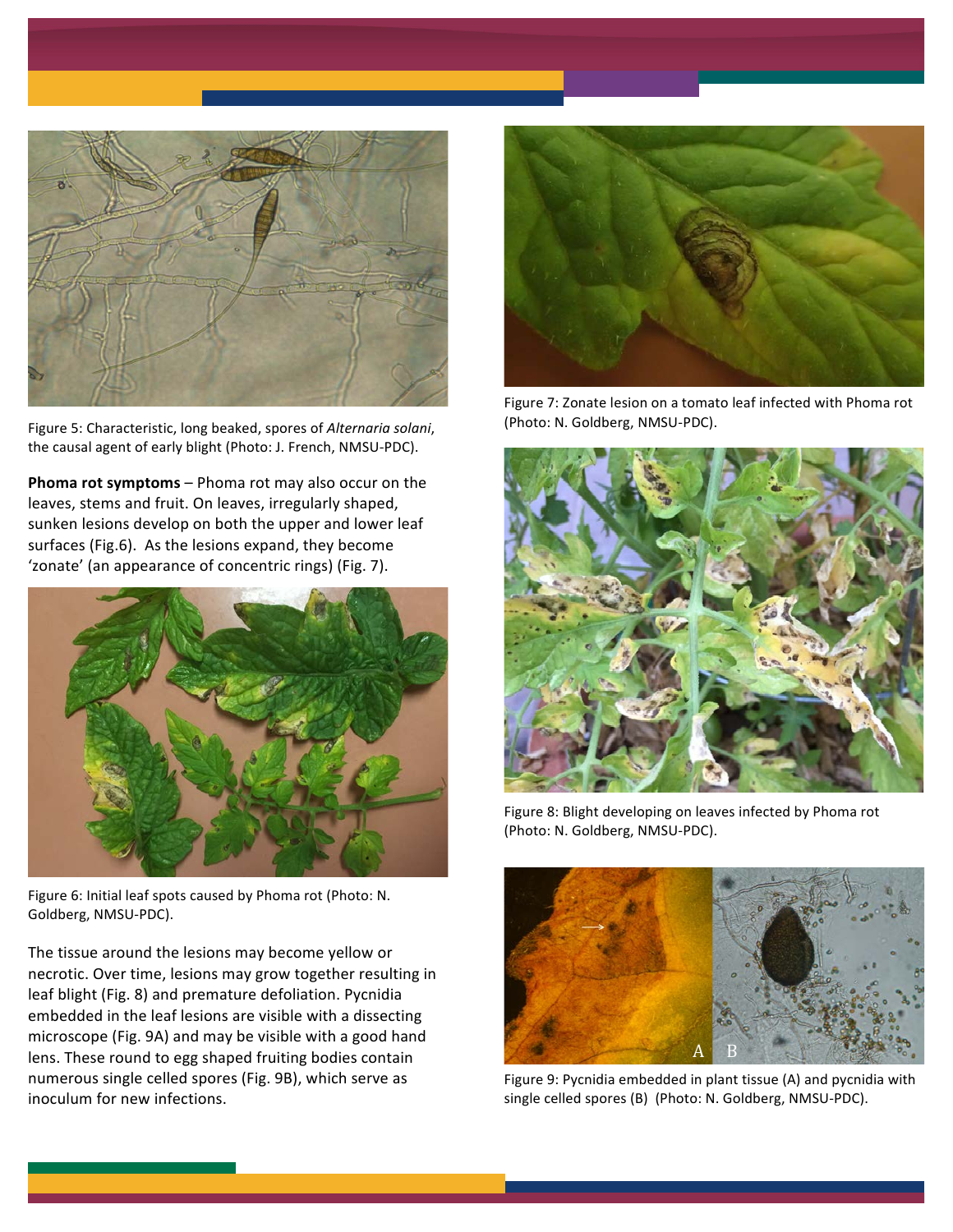Figure 5: Characteristic, long beaked, spores of *Alternaria solani*, the causal agent of early blight (Photo: J. French, NMSU-PDC).

**Phoma rot symptoms** – Phoma rot may also occur on the leaves, stems and fruit. On leaves, irregularly shaped, sunken lesions develop on both the upper and lower leaf surfaces (Fig.6). As the lesions expand, they become 'zonate' (an appearance of concentric rings) (Fig. 7).

Figure 6: Initial leaf spots caused by Phoma rot (Photo: N. Goldberg, NMSU-PDC).

The tissue around the lesions may become yellow or necrotic. Over time, lesions may grow together resulting in leaf blight (Fig. 8) and premature defoliation. Pycnidia embedded in the leaf lesions are visible with a dissecting microscope (Fig. 9A) and may be visible with a good hand lens. These round to egg shaped fruiting bodies contain numerous single celled spores (Fig. 9B), which serve as inoculum for new infections.

Figure 7: Zonate lesion on a tomato leaf infected with Phoma rot (Photo: N. Goldberg, NMSU-PDC).

Figure 8: Blight developing on leaves infected by Phoma rot (Photo: N. Goldberg, NMSU-PDC).

Figure 9: Pycnidia embedded in plant tissue (A) and pycnidia with single celled spores (B) (Photo: N. Goldberg, NMSU-PDC).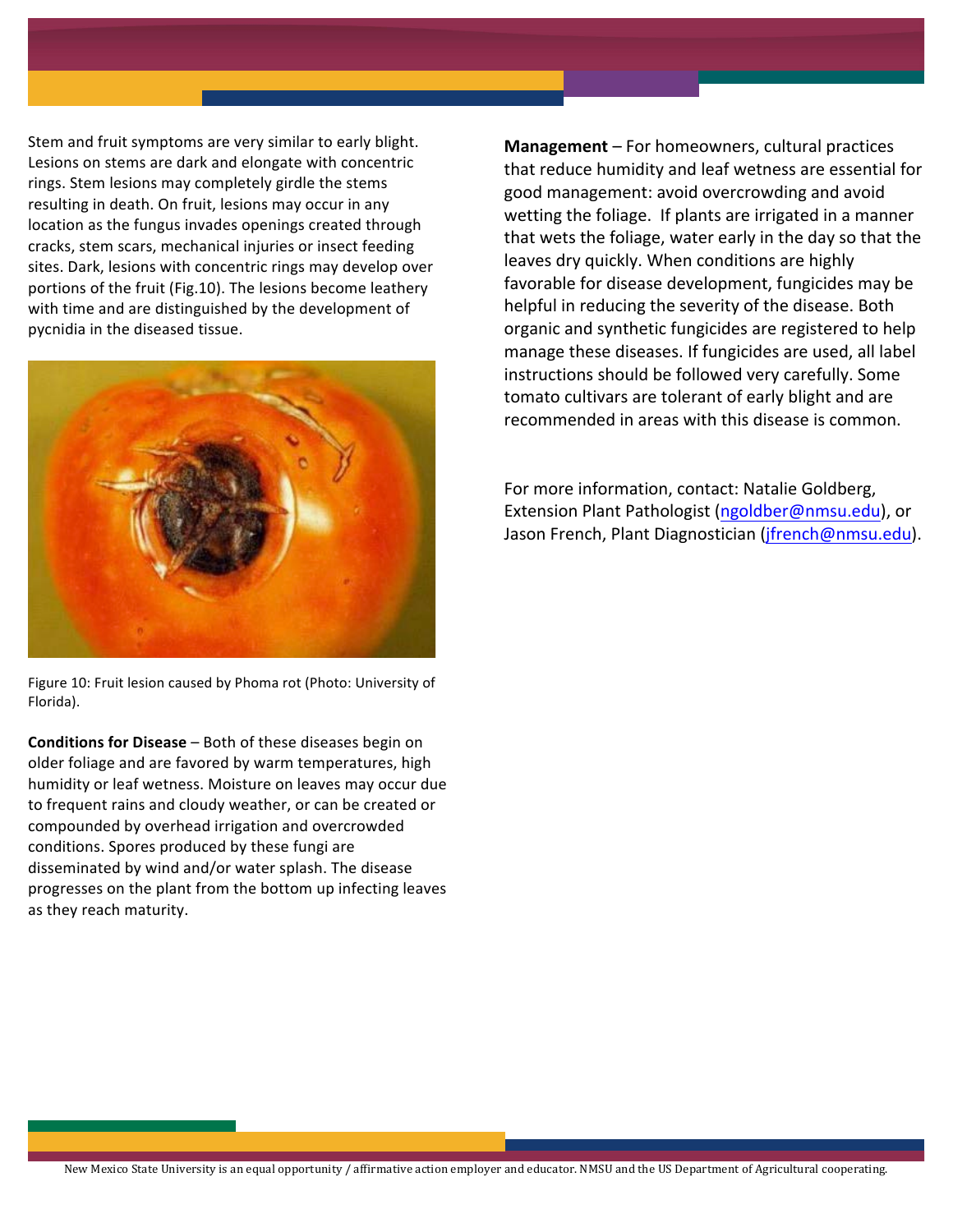Stem and fruit symptoms are very similar to early blight. Lesions on stems are dark and elongate with concentric rings. Stem lesions may completely girdle the stems resulting in death. On fruit, lesions may occur in any location as the fungus invades openings created through cracks, stem scars, mechanical injuries or insect feeding sites. Dark, lesions with concentric rings may develop over portions of the fruit (Fig.10). The lesions become leathery with time and are distinguished by the development of pycnidia in the diseased tissue.

Figure 10: Fruit lesion caused by Phoma rot (Photo: University of Florida).

**Conditions for Disease** – Both of these diseases begin on older foliage and are favored by warm temperatures, high humidity or leaf wetness. Moisture on leaves may occur due to frequent rains and cloudy weather, or can be created or compounded by overhead irrigation and overcrowded conditions. Spores produced by these fungi are disseminated by wind and/or water splash. The disease progresses on the plant from the bottom up infecting leaves as they reach maturity.

**Management** – For homeowners, cultural practices that reduce humidity and leaf wetness are essential for good management: avoid overcrowding and avoid wetting the foliage. If plants are irrigated in a manner that wets the foliage, water early in the day so that the leaves dry quickly. When conditions are highly favorable for disease development, fungicides may be helpful in reducing the severity of the disease. Both organic and synthetic fungicides are registered to help manage these diseases. If fungicides are used, all label instructions should be followed very carefully. Some tomato cultivars are tolerant of early blight and are recommended in areas with this disease is common.

For more information, contact: Natalie Goldberg, Extension Plant Pathologist (ngoldber@nmsu.edu), or Jason French, Plant Diagnostician (jfrench@nmsu.edu).

New Mexico State University is an equal opportunity / affirmative action employer and educator. NMSU and the US Department of Agricultural cooperating.